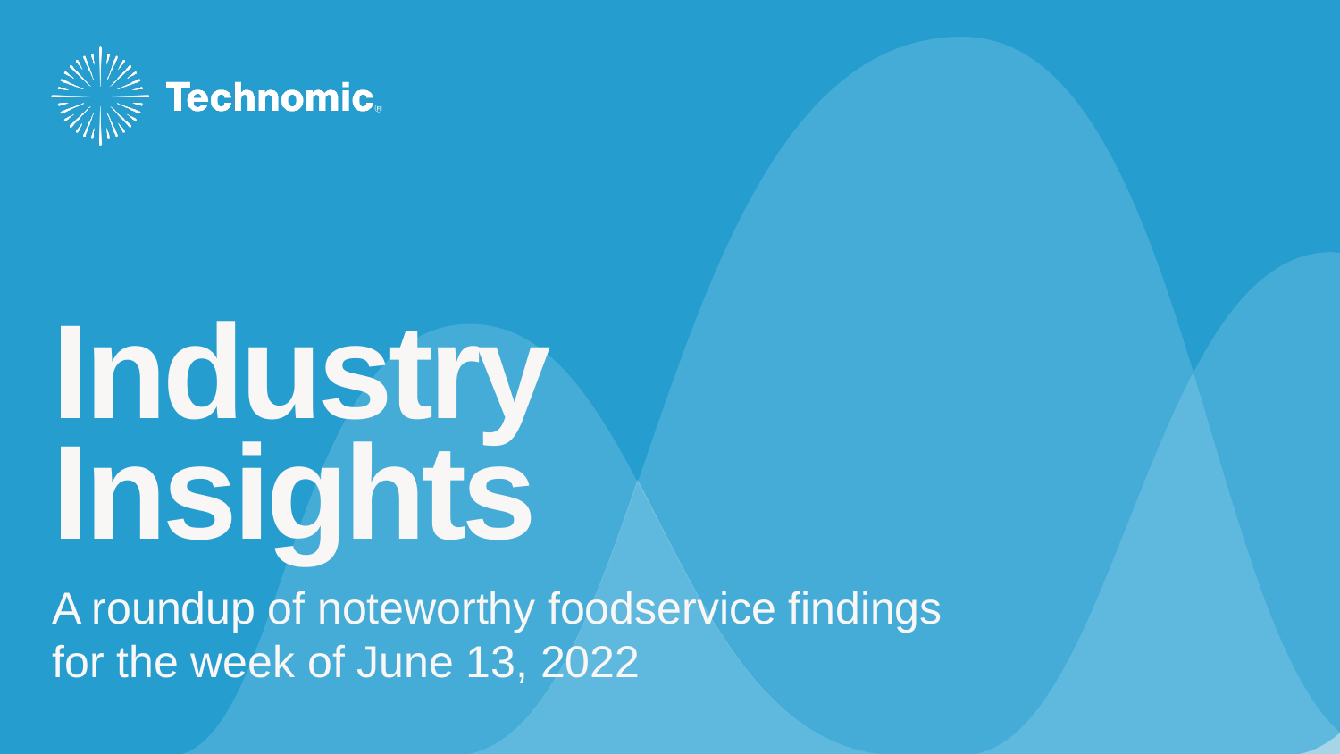Technomic

# Industry Insights

A roundup of noteworthy foodservice findings for the week of June 13, 2022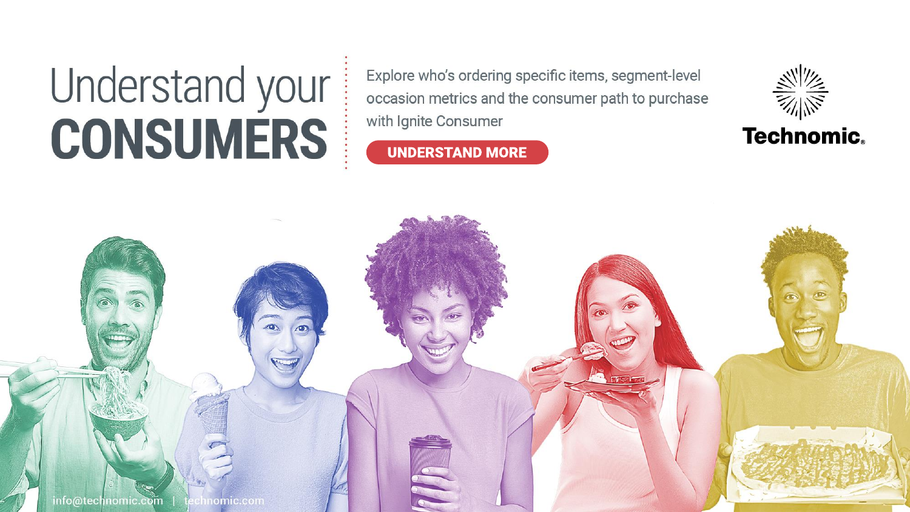# Understand your **CONSUMERS**

Explore who's ordering specific items, segment-level occasion metrics and the consumer path to purchase with Ignite Consumer

**UNDERSTAND MORE**

**Technomic.**

info@technomic.com | technomic.com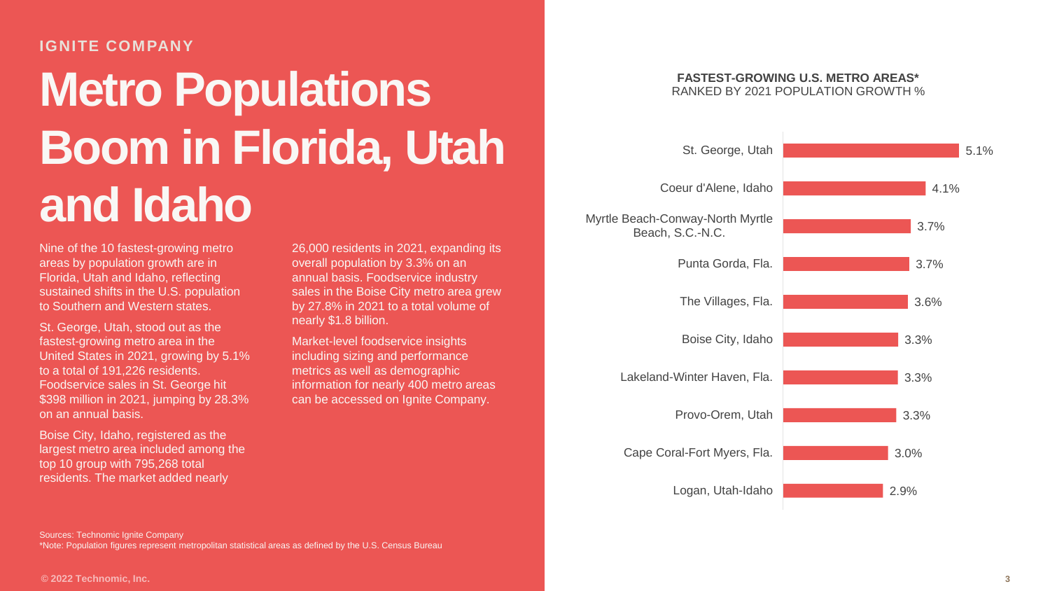IGNITE COMPANY

# Metro Populations Boom in Florida, Utah and Idaho

Nine of the 10 fastest-growing metro areas by population growth are in Florida, Utah and Idaho, reflecting sustained shifts in the U.S. population to Southern and Western states.

St. George, Utah, stood out as the fastest-growing metro area in the United States in 2021, growing by 5.1% to a total of 191,226 residents. Foodservice sales in St. George hit $398 million in 2021, jumping by 28.3% on an annual basis.

Boise City, Idaho, registered as the largest metro area included among the top 10 group with 795,268 total residents. The market added nearly 26,000 residents in 2021, expanding its overall population by 3.3% on an annual basis. Foodservice industry sales in the Boise City metro area grew by 27.8% in 2021 to a total volume of nearly $1.8 billion.

Market-level foodservice insights including sizing and performance metrics as well as demographic information for nearly 400 metro areas can be accessed on Ignite Company.

**FASTEST-GROWING U.S. METRO AREAS***
RANKED BY 2021 POPULATION GROWTH %

| Metro Area | 2021 Population Growth % |
|---|---|
| St. George, Utah | 5.1% |
| Coeur d'Alene, Idaho | 4.1% |
| Myrtle Beach-Conway-North Myrtle Beach, S.C.-N.C. | 3.7% |
| Punta Gorda, Fla. | 3.7% |
| The Villages, Fla. | 3.6% |
| Boise City, Idaho | 3.3% |
| Lakeland-Winter Haven, Fla. | 3.3% |
| Provo-Orem, Utah | 3.3% |
| Cape Coral-Fort Myers, Fla. | 3.0% |
| Logan, Utah-Idaho | 2.9% |

Sources: Technomic Ignite Company
*Note: Population figures represent metropolitan statistical areas as defined by the U.S. Census Bureau

© 2022 Technomic, Inc.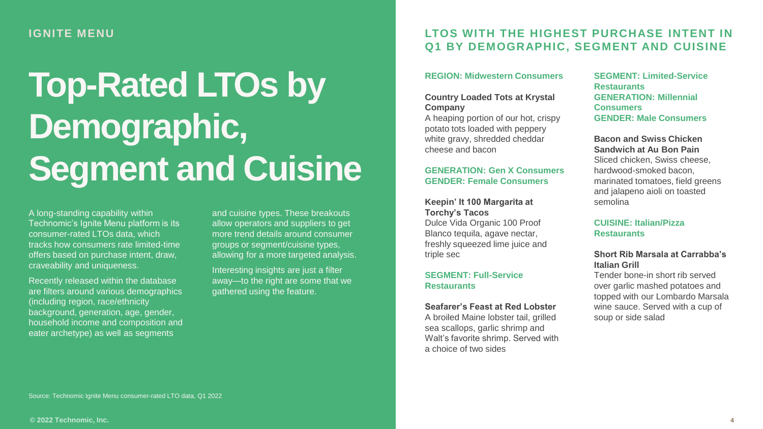IGNITE MENU

# Top-Rated LTOs by Demographic, Segment and Cuisine

A long-standing capability within Technomic's Ignite Menu platform is its consumer-rated LTOs data, which tracks how consumers rate limited-time offers based on purchase intent, draw, craveability and uniqueness.

Recently released within the database are filters around various demographics (including region, race/ethnicity background, generation, age, gender, household income and composition and eater archetype) as well as segments and cuisine types. These breakouts allow operators and suppliers to get more trend details around consumer groups or segment/cuisine types, allowing for a more targeted analysis.

Interesting insights are just a filter away—to the right are some that we gathered using the feature.

Source: Technomic Ignite Menu consumer-rated LTO data, Q1 2022

## LTOS WITH THE HIGHEST PURCHASE INTENT IN Q1 BY DEMOGRAPHIC, SEGMENT AND CUISINE

### REGION: Midwestern Consumers

**Country Loaded Tots at Krystal Company**
A heaping portion of our hot, crispy potato tots loaded with peppery white gravy, shredded cheddar cheese and bacon

### GENERATION: Gen X Consumers
### GENDER: Female Consumers

**Keepin' It 100 Margarita at Torchy's Tacos**
Dulce Vida Organic 100 Proof Blanco tequila, agave nectar, freshly squeezed lime juice and triple sec

### SEGMENT: Full-Service Restaurants

**Seafarer's Feast at Red Lobster**
A broiled Maine lobster tail, grilled sea scallops, garlic shrimp and Walt's favorite shrimp. Served with a choice of two sides

### SEGMENT: Limited-Service Restaurants
### GENERATION: Millennial Consumers
### GENDER: Male Consumers

**Bacon and Swiss Chicken Sandwich at Au Bon Pain**
Sliced chicken, Swiss cheese, hardwood-smoked bacon, marinated tomatoes, field greens and jalapeno aioli on toasted semolina

### CUISINE: Italian/Pizza Restaurants

**Short Rib Marsala at Carrabba's Italian Grill**
Tender bone-in short rib served over garlic mashed potatoes and topped with our Lombardo Marsala wine sauce. Served with a cup of soup or side salad

© 2022 Technomic, Inc.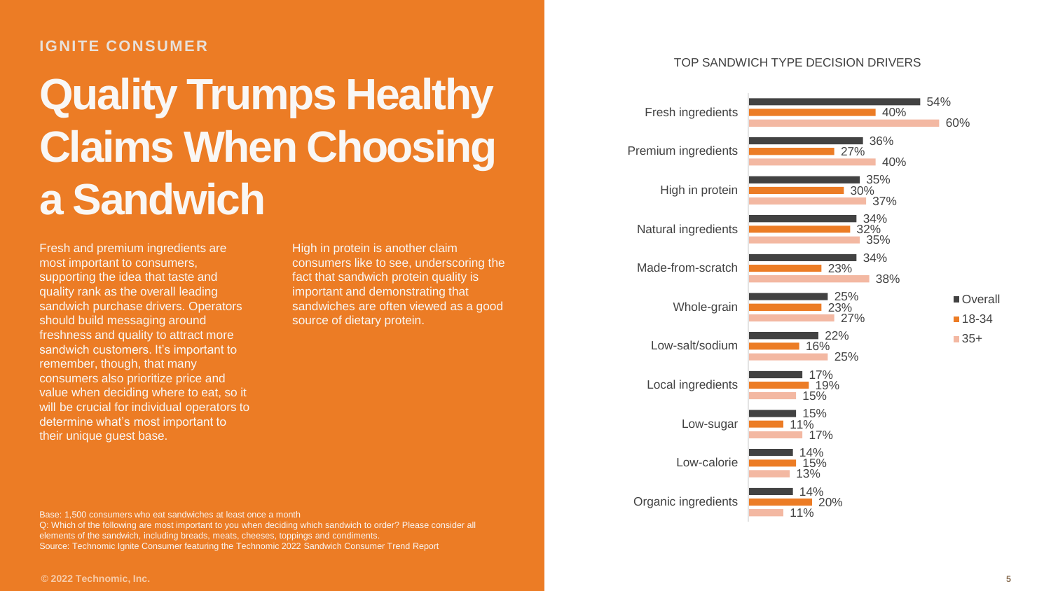**IGNITE CONSUMER**

# Quality Trumps Healthy Claims When Choosing a Sandwich

Fresh and premium ingredients are most important to consumers, supporting the idea that taste and quality rank as the overall leading sandwich purchase drivers. Operators should build messaging around freshness and quality to attract more sandwich customers. It's important to remember, though, that many consumers also prioritize price and value when deciding where to eat, so it will be crucial for individual operators to determine what's most important to their unique guest base.

High in protein is another claim consumers like to see, underscoring the fact that sandwich protein quality is important and demonstrating that sandwiches are often viewed as a good source of dietary protein.

TOP SANDWICH TYPE DECISION DRIVERS

| | Overall | 18-34 | 35+ |
|---|---|---|---|
| Fresh ingredients | 54% | 40% | 60% |
| Premium ingredients | 36% | 27% | 40% |
| High in protein | 35% | 30% | 37% |
| Natural ingredients | 34% | 32% | 35% |
| Made-from-scratch | 34% | 23% | 38% |
| Whole-grain | 25% | 23% | 27% |
| Low-salt/sodium | 22% | 16% | 25% |
| Local ingredients | 17% | 19% | 15% |
| Low-sugar | 15% | 11% | 17% |
| Low-calorie | 14% | 15% | 13% |
| Organic ingredients | 14% | 20% | 11% |

Base: 1,500 consumers who eat sandwiches at least once a month
Q: Which of the following are most important to you when deciding which sandwich to order? Please consider all elements of the sandwich, including breads, meats, cheeses, toppings and condiments.
Source: Technomic Ignite Consumer featuring the Technomic 2022 Sandwich Consumer Trend Report

© 2022 Technomic, Inc.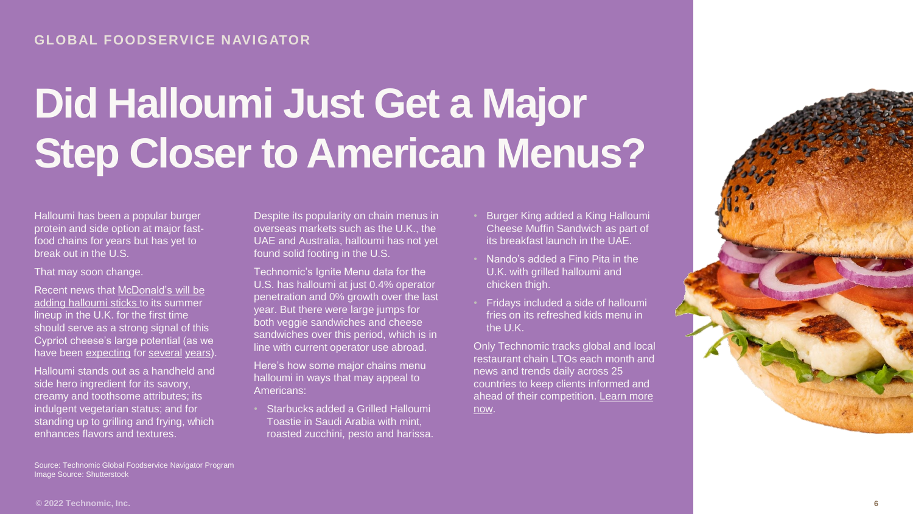GLOBAL FOODSERVICE NAVIGATOR

# Did Halloumi Just Get a Major Step Closer to American Menus?

Halloumi has been a popular burger protein and side option at major fast-food chains for years but has yet to break out in the U.S.

That may soon change.

Recent news that McDonald's will be adding halloumi sticks to its summer lineup in the U.K. for the first time should serve as a strong signal of this Cypriot cheese's large potential (as we have been expecting for several years).

Halloumi stands out as a handheld and side hero ingredient for its savory, creamy and toothsome attributes; its indulgent vegetarian status; and for standing up to grilling and frying, which enhances flavors and textures.

Despite its popularity on chain menus in overseas markets such as the U.K., the UAE and Australia, halloumi has not yet found solid footing in the U.S.

Technomic's Ignite Menu data for the U.S. has halloumi at just 0.4% operator penetration and 0% growth over the last year. But there were large jumps for both veggie sandwiches and cheese sandwiches over this period, which is in line with current operator use abroad.

Here's how some major chains menu halloumi in ways that may appeal to Americans:

- Starbucks added a Grilled Halloumi Toastie in Saudi Arabia with mint, roasted zucchini, pesto and harissa.
- Burger King added a King Halloumi Cheese Muffin Sandwich as part of its breakfast launch in the UAE.
- Nando's added a Fino Pita in the U.K. with grilled halloumi and chicken thigh.
- Fridays included a side of halloumi fries on its refreshed kids menu in the U.K.

Only Technomic tracks global and local restaurant chain LTOs each month and news and trends daily across 25 countries to keep clients informed and ahead of their competition. Learn more now.

Source: Technomic Global Foodservice Navigator Program
Image Source: Shutterstock

© 2022 Technomic, Inc.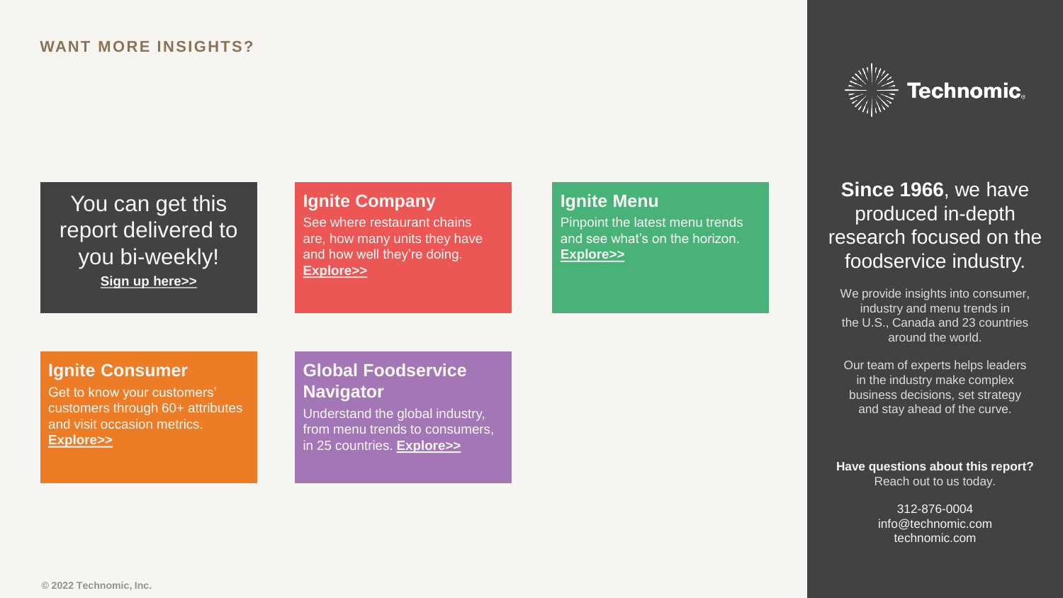## WANT MORE INSIGHTS?

You can get this report delivered to you bi-weekly!
**Sign up here>>**

### Ignite Company

See where restaurant chains are, how many units they have and how well they're doing. **Explore>>**

### Ignite Menu

Pinpoint the latest menu trends and see what's on the horizon. **Explore>>**

### Ignite Consumer

Get to know your customers' customers through 60+ attributes and visit occasion metrics. **Explore>>**

### Global Foodservice Navigator

Understand the global industry, from menu trends to consumers, in 25 countries. **Explore>>**

Technomic

**Since 1966**, we have produced in-depth research focused on the foodservice industry.

We provide insights into consumer, industry and menu trends in the U.S., Canada and 23 countries around the world.

Our team of experts helps leaders in the industry make complex business decisions, set strategy and stay ahead of the curve.

**Have questions about this report?**
Reach out to us today.

312-876-0004
info@technomic.com
technomic.com

© 2022 Technomic, Inc.